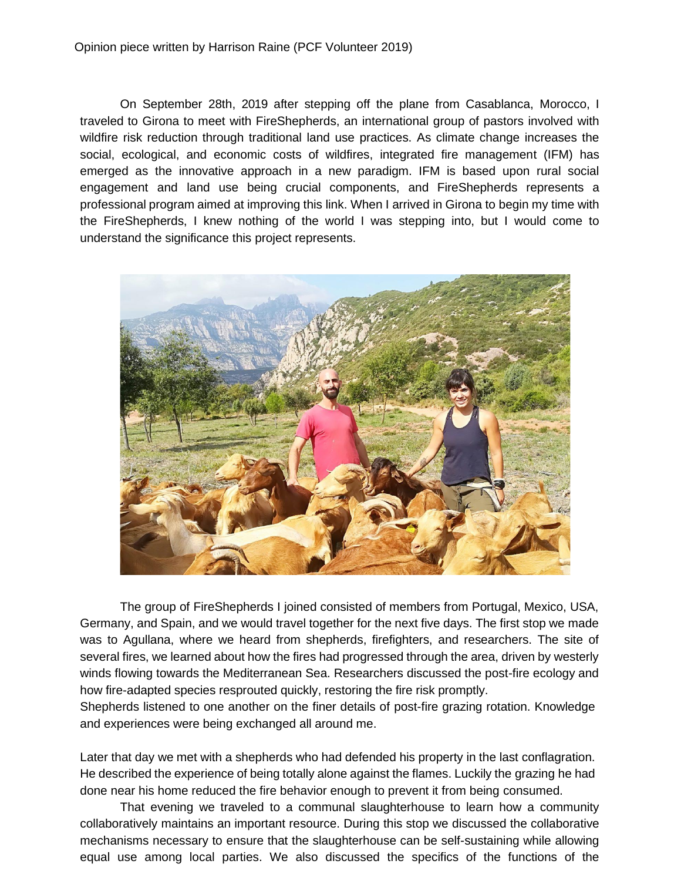Opinion piece written by Harrison Raine (PCF Volunteer 2019)

On September 28th, 2019 after stepping off the plane from Casablanca, Morocco, I traveled to Girona to meet with FireShepherds, an international group of pastors involved with wildfire risk reduction through traditional land use practices. As climate change increases the social, ecological, and economic costs of wildfires, integrated fire management (IFM) has emerged as the innovative approach in a new paradigm. IFM is based upon rural social engagement and land use being crucial components, and FireShepherds represents a professional program aimed at improving this link. When I arrived in Girona to begin my time with the FireShepherds, I knew nothing of the world I was stepping into, but I would come to understand the significance this project represents.

The group of FireShepherds I joined consisted of members from Portugal, Mexico, USA, Germany, and Spain, and we would travel together for the next five days. The first stop we made was to Agullana, where we heard from shepherds, firefighters, and researchers. The site of several fires, we learned about how the fires had progressed through the area, driven by westerly winds flowing towards the Mediterranean Sea. Researchers discussed the post-fire ecology and how fire-adapted species resprouted quickly, restoring the fire risk promptly.
Shepherds listened to one another on the finer details of post-fire grazing rotation. Knowledge and experiences were being exchanged all around me.

Later that day we met with a shepherds who had defended his property in the last conflagration. He described the experience of being totally alone against the flames. Luckily the grazing he had done near his home reduced the fire behavior enough to prevent it from being consumed.

That evening we traveled to a communal slaughterhouse to learn how a community collaboratively maintains an important resource. During this stop we discussed the collaborative mechanisms necessary to ensure that the slaughterhouse can be self-sustaining while allowing equal use among local parties. We also discussed the specifics of the functions of the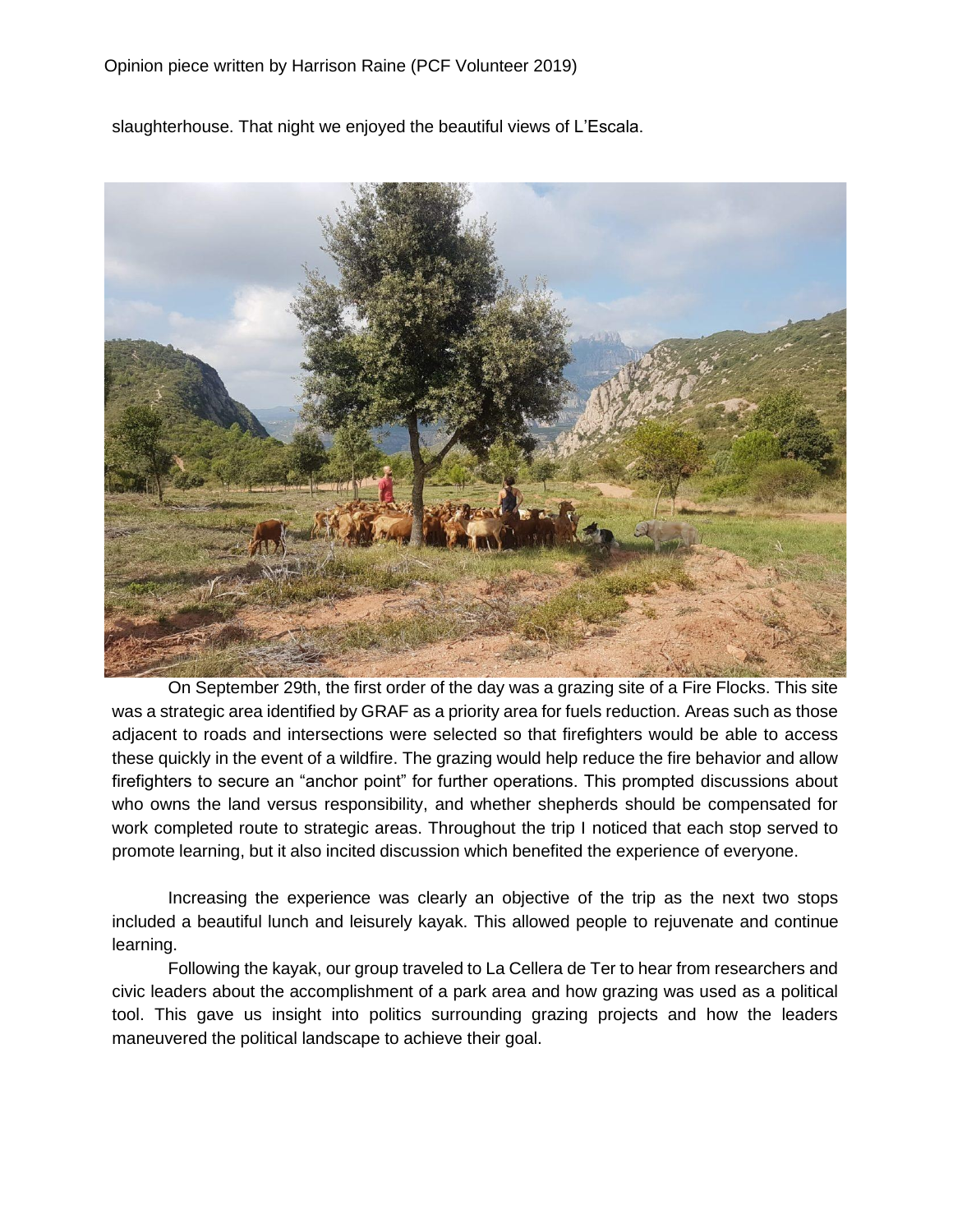slaughterhouse. That night we enjoyed the beautiful views of L'Escala.

On September 29th, the first order of the day was a grazing site of a Fire Flocks. This site was a strategic area identified by GRAF as a priority area for fuels reduction. Areas such as those adjacent to roads and intersections were selected so that firefighters would be able to access these quickly in the event of a wildfire. The grazing would help reduce the fire behavior and allow firefighters to secure an "anchor point" for further operations. This prompted discussions about who owns the land versus responsibility, and whether shepherds should be compensated for work completed route to strategic areas. Throughout the trip I noticed that each stop served to promote learning, but it also incited discussion which benefited the experience of everyone.

Increasing the experience was clearly an objective of the trip as the next two stops included a beautiful lunch and leisurely kayak. This allowed people to rejuvenate and continue learning.

Following the kayak, our group traveled to La Cellera de Ter to hear from researchers and civic leaders about the accomplishment of a park area and how grazing was used as a political tool. This gave us insight into politics surrounding grazing projects and how the leaders maneuvered the political landscape to achieve their goal.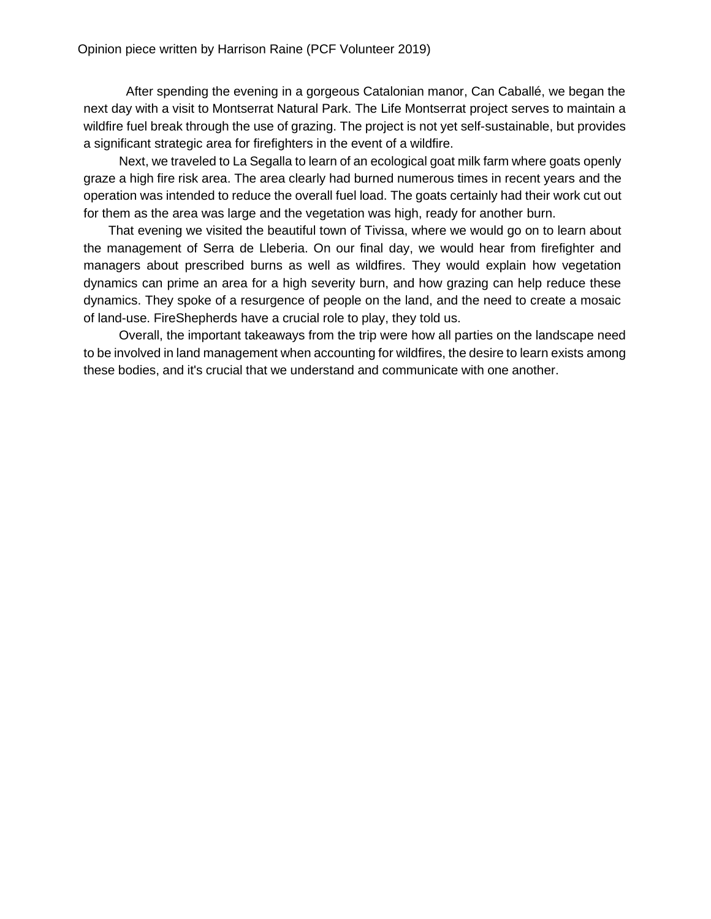Opinion piece written by Harrison Raine (PCF Volunteer 2019)

After spending the evening in a gorgeous Catalonian manor, Can Caballé, we began the next day with a visit to Montserrat Natural Park. The Life Montserrat project serves to maintain a wildfire fuel break through the use of grazing. The project is not yet self-sustainable, but provides a significant strategic area for firefighters in the event of a wildfire.

Next, we traveled to La Segalla to learn of an ecological goat milk farm where goats openly graze a high fire risk area. The area clearly had burned numerous times in recent years and the operation was intended to reduce the overall fuel load. The goats certainly had their work cut out for them as the area was large and the vegetation was high, ready for another burn.

That evening we visited the beautiful town of Tivissa, where we would go on to learn about the management of Serra de Lleberia. On our final day, we would hear from firefighter and managers about prescribed burns as well as wildfires. They would explain how vegetation dynamics can prime an area for a high severity burn, and how grazing can help reduce these dynamics. They spoke of a resurgence of people on the land, and the need to create a mosaic of land-use. FireShepherds have a crucial role to play, they told us.

Overall, the important takeaways from the trip were how all parties on the landscape need to be involved in land management when accounting for wildfires, the desire to learn exists among these bodies, and it's crucial that we understand and communicate with one another.